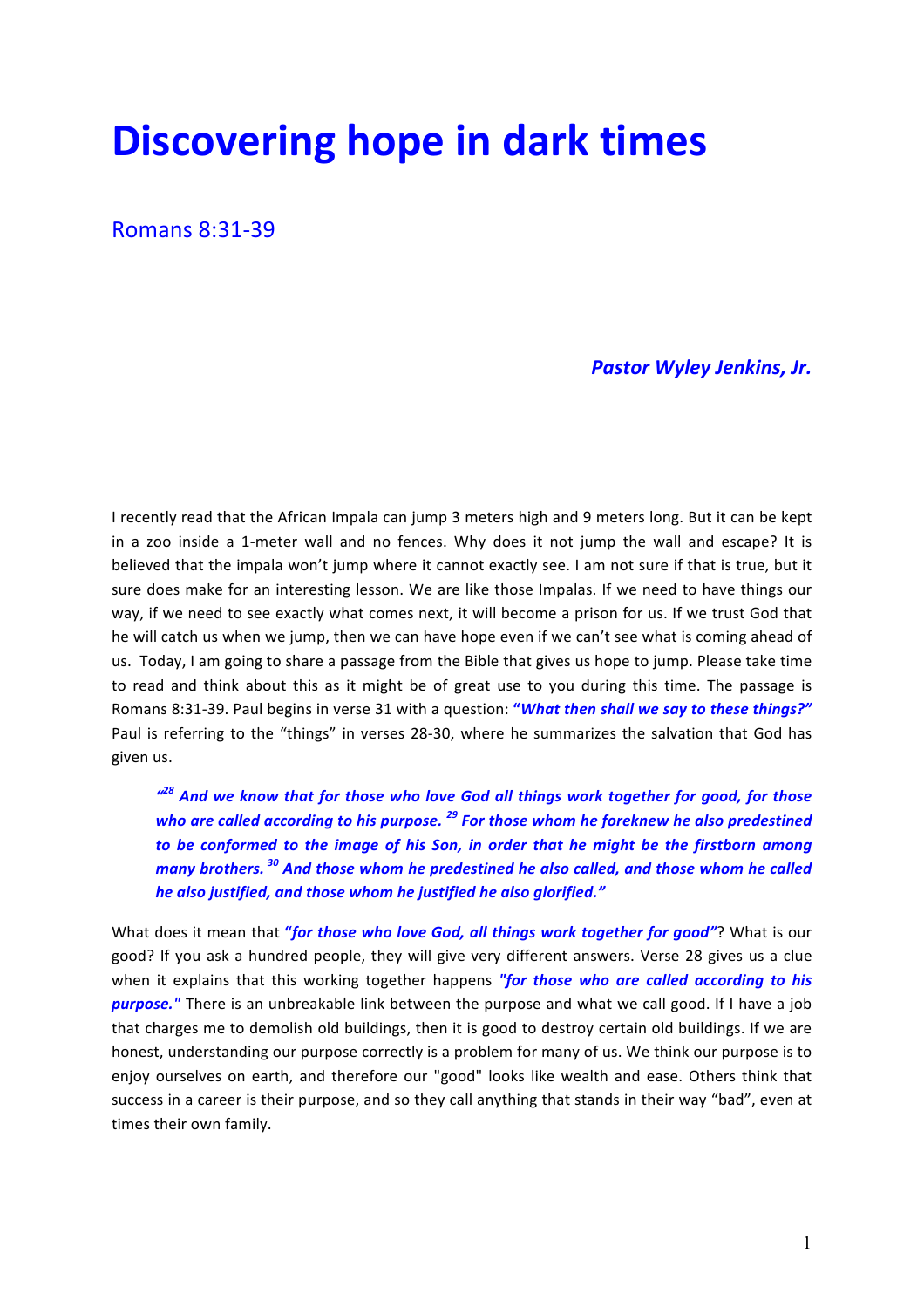# Discovering hope in dark times

## Romans 8:31-39

***Pastor Wyley Jenkins, Jr.***

I recently read that the African Impala can jump 3 meters high and 9 meters long. But it can be kept in a zoo inside a 1-meter wall and no fences. Why does it not jump the wall and escape? It is believed that the impala won't jump where it cannot exactly see. I am not sure if that is true, but it sure does make for an interesting lesson. We are like those Impalas. If we need to have things our way, if we need to see exactly what comes next, it will become a prison for us. If we trust God that he will catch us when we jump, then we can have hope even if we can't see what is coming ahead of us. Today, I am going to share a passage from the Bible that gives us hope to jump. Please take time to read and think about this as it might be of great use to you during this time. The passage is Romans 8:31-39. Paul begins in verse 31 with a question: ***"What then shall we say to these things?"*** Paul is referring to the "things" in verses 28-30, where he summarizes the salvation that God has given us.

> ***"[28] And we know that for those who love God all things work together for good, for those who are called according to his purpose. [29] For those whom he foreknew he also predestined to be conformed to the image of his Son, in order that he might be the firstborn among many brothers. [30] And those whom he predestined he also called, and those whom he called he also justified, and those whom he justified he also glorified."***

What does it mean that ***"for those who love God, all things work together for good"***? What is our good? If you ask a hundred people, they will give very different answers. Verse 28 gives us a clue when it explains that this working together happens ***"for those who are called according to his purpose."*** There is an unbreakable link between the purpose and what we call good. If I have a job that charges me to demolish old buildings, then it is good to destroy certain old buildings. If we are honest, understanding our purpose correctly is a problem for many of us. We think our purpose is to enjoy ourselves on earth, and therefore our "good" looks like wealth and ease. Others think that success in a career is their purpose, and so they call anything that stands in their way "bad", even at times their own family.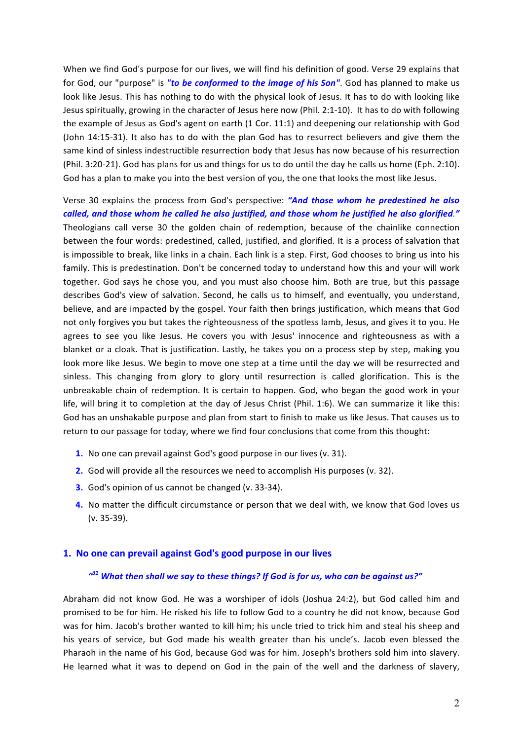When we find God's purpose for our lives, we will find his definition of good. Verse 29 explains that for God, our "purpose" is ***"to be conformed to the image of his Son"***. God has planned to make us look like Jesus. This has nothing to do with the physical look of Jesus. It has to do with looking like Jesus spiritually, growing in the character of Jesus here now (Phil. 2:1-10). It has to do with following the example of Jesus as God's agent on earth (1 Cor. 11:1) and deepening our relationship with God (John 14:15-31). It also has to do with the plan God has to resurrect believers and give them the same kind of sinless indestructible resurrection body that Jesus has now because of his resurrection (Phil. 3:20-21). God has plans for us and things for us to do until the day he calls us home (Eph. 2:10). God has a plan to make you into the best version of you, the one that looks the most like Jesus.

Verse 30 explains the process from God's perspective: ***"And those whom he predestined he also called, and those whom he called he also justified, and those whom he justified he also glorified."*** Theologians call verse 30 the golden chain of redemption, because of the chainlike connection between the four words: predestined, called, justified, and glorified. It is a process of salvation that is impossible to break, like links in a chain. Each link is a step. First, God chooses to bring us into his family. This is predestination. Don't be concerned today to understand how this and your will work together. God says he chose you, and you must also choose him. Both are true, but this passage describes God's view of salvation. Second, he calls us to himself, and eventually, you understand, believe, and are impacted by the gospel. Your faith then brings justification, which means that God not only forgives you but takes the righteousness of the spotless lamb, Jesus, and gives it to you. He agrees to see you like Jesus. He covers you with Jesus' innocence and righteousness as with a blanket or a cloak. That is justification. Lastly, he takes you on a process step by step, making you look more like Jesus. We begin to move one step at a time until the day we will be resurrected and sinless. This changing from glory to glory until resurrection is called glorification. This is the unbreakable chain of redemption. It is certain to happen. God, who began the good work in your life, will bring it to completion at the day of Jesus Christ (Phil. 1:6). We can summarize it like this: God has an unshakable purpose and plan from start to finish to make us like Jesus. That causes us to return to our passage for today, where we find four conclusions that come from this thought:

1. No one can prevail against God's good purpose in our lives (v. 31).
2. God will provide all the resources we need to accomplish His purposes (v. 32).
3. God's opinion of us cannot be changed (v. 33-34).
4. No matter the difficult circumstance or person that we deal with, we know that God loves us (v. 35-39).

## 1. No one can prevail against God's good purpose in our lives

> ***"[31] What then shall we say to these things? If God is for us, who can be against us?"***

Abraham did not know God. He was a worshiper of idols (Joshua 24:2), but God called him and promised to be for him. He risked his life to follow God to a country he did not know, because God was for him. Jacob's brother wanted to kill him; his uncle tried to trick him and steal his sheep and his years of service, but God made his wealth greater than his uncle's. Jacob even blessed the Pharaoh in the name of his God, because God was for him. Joseph's brothers sold him into slavery. He learned what it was to depend on God in the pain of the well and the darkness of slavery,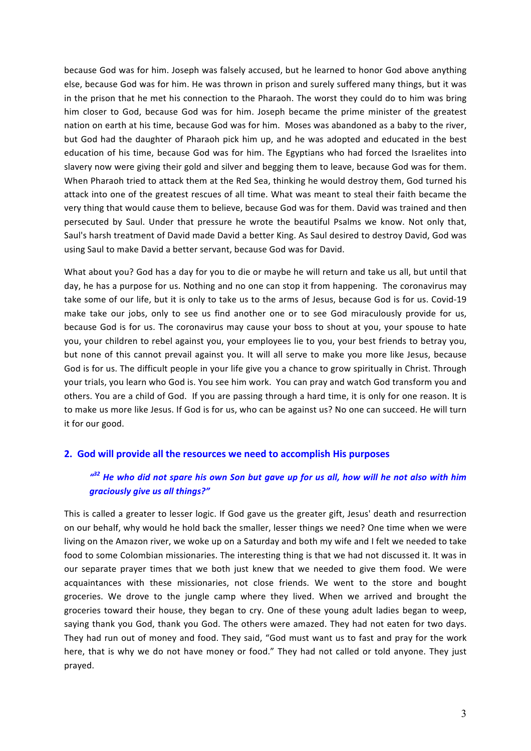because God was for him. Joseph was falsely accused, but he learned to honor God above anything else, because God was for him. He was thrown in prison and surely suffered many things, but it was in the prison that he met his connection to the Pharaoh. The worst they could do to him was bring him closer to God, because God was for him. Joseph became the prime minister of the greatest nation on earth at his time, because God was for him. Moses was abandoned as a baby to the river, but God had the daughter of Pharaoh pick him up, and he was adopted and educated in the best education of his time, because God was for him. The Egyptians who had forced the Israelites into slavery now were giving their gold and silver and begging them to leave, because God was for them. When Pharaoh tried to attack them at the Red Sea, thinking he would destroy them, God turned his attack into one of the greatest rescues of all time. What was meant to steal their faith became the very thing that would cause them to believe, because God was for them. David was trained and then persecuted by Saul. Under that pressure he wrote the beautiful Psalms we know. Not only that, Saul's harsh treatment of David made David a better King. As Saul desired to destroy David, God was using Saul to make David a better servant, because God was for David.

What about you? God has a day for you to die or maybe he will return and take us all, but until that day, he has a purpose for us. Nothing and no one can stop it from happening. The coronavirus may take some of our life, but it is only to take us to the arms of Jesus, because God is for us. Covid-19 make take our jobs, only to see us find another one or to see God miraculously provide for us, because God is for us. The coronavirus may cause your boss to shout at you, your spouse to hate you, your children to rebel against you, your employees lie to you, your best friends to betray you, but none of this cannot prevail against you. It will all serve to make you more like Jesus, because God is for us. The difficult people in your life give you a chance to grow spiritually in Christ. Through your trials, you learn who God is. You see him work. You can pray and watch God transform you and others. You are a child of God. If you are passing through a hard time, it is only for one reason. It is to make us more like Jesus. If God is for us, who can be against us? No one can succeed. He will turn it for our good.

## 2. God will provide all the resources we need to accomplish His purposes

> ***"[32] He who did not spare his own Son but gave up for us all, how will he not also with him graciously give us all things?"***

This is called a greater to lesser logic. If God gave us the greater gift, Jesus' death and resurrection on our behalf, why would he hold back the smaller, lesser things we need? One time when we were living on the Amazon river, we woke up on a Saturday and both my wife and I felt we needed to take food to some Colombian missionaries. The interesting thing is that we had not discussed it. It was in our separate prayer times that we both just knew that we needed to give them food. We were acquaintances with these missionaries, not close friends. We went to the store and bought groceries. We drove to the jungle camp where they lived. When we arrived and brought the groceries toward their house, they began to cry. One of these young adult ladies began to weep, saying thank you God, thank you God. The others were amazed. They had not eaten for two days. They had run out of money and food. They said, "God must want us to fast and pray for the work here, that is why we do not have money or food." They had not called or told anyone. They just prayed.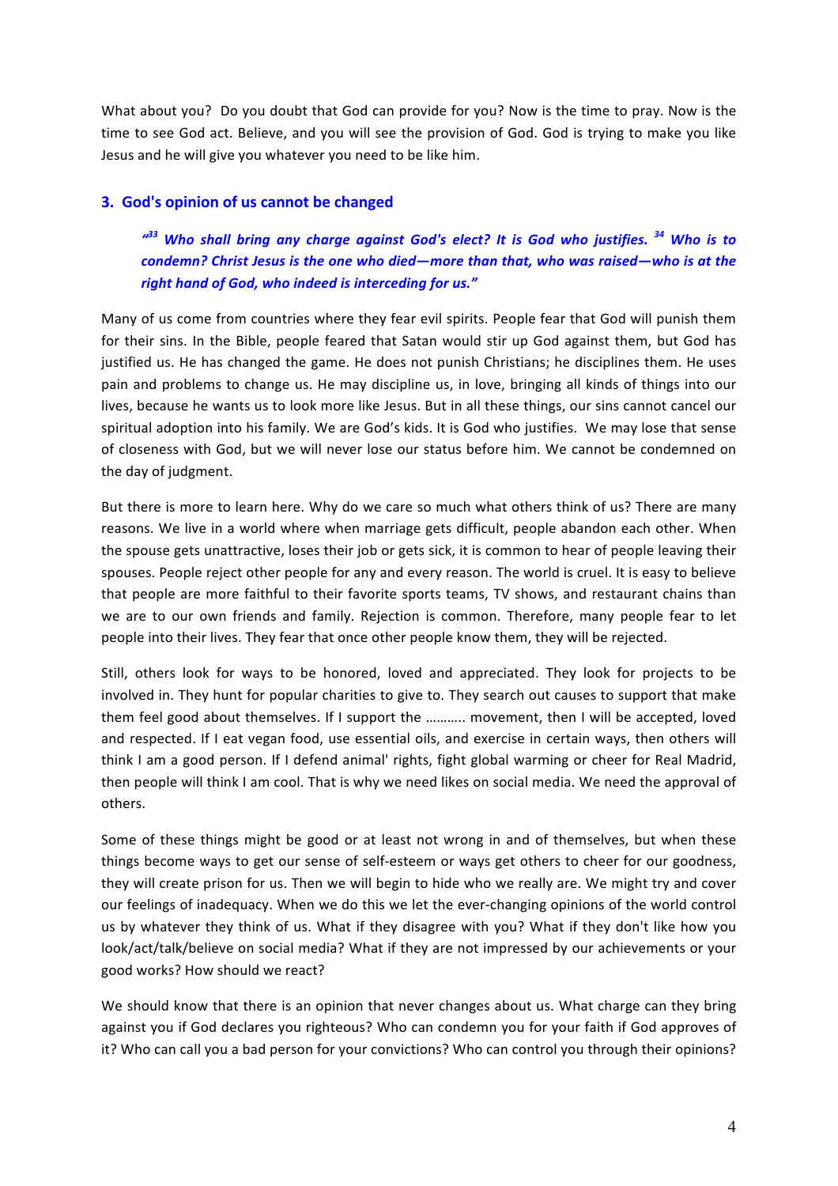What about you? Do you doubt that God can provide for you? Now is the time to pray. Now is the time to see God act. Believe, and you will see the provision of God. God is trying to make you like Jesus and he will give you whatever you need to be like him.

### 3. God's opinion of us cannot be changed

> ***"[33] Who shall bring any charge against God's elect? It is God who justifies. [34] Who is to condemn? Christ Jesus is the one who died—more than that, who was raised—who is at the right hand of God, who indeed is interceding for us."***

Many of us come from countries where they fear evil spirits. People fear that God will punish them for their sins. In the Bible, people feared that Satan would stir up God against them, but God has justified us. He has changed the game. He does not punish Christians; he disciplines them. He uses pain and problems to change us. He may discipline us, in love, bringing all kinds of things into our lives, because he wants us to look more like Jesus. But in all these things, our sins cannot cancel our spiritual adoption into his family. We are God's kids. It is God who justifies. We may lose that sense of closeness with God, but we will never lose our status before him. We cannot be condemned on the day of judgment.

But there is more to learn here. Why do we care so much what others think of us? There are many reasons. We live in a world where when marriage gets difficult, people abandon each other. When the spouse gets unattractive, loses their job or gets sick, it is common to hear of people leaving their spouses. People reject other people for any and every reason. The world is cruel. It is easy to believe that people are more faithful to their favorite sports teams, TV shows, and restaurant chains than we are to our own friends and family. Rejection is common. Therefore, many people fear to let people into their lives. They fear that once other people know them, they will be rejected.

Still, others look for ways to be honored, loved and appreciated. They look for projects to be involved in. They hunt for popular charities to give to. They search out causes to support that make them feel good about themselves. If I support the ……….. movement, then I will be accepted, loved and respected. If I eat vegan food, use essential oils, and exercise in certain ways, then others will think I am a good person. If I defend animal' rights, fight global warming or cheer for Real Madrid, then people will think I am cool. That is why we need likes on social media. We need the approval of others.

Some of these things might be good or at least not wrong in and of themselves, but when these things become ways to get our sense of self-esteem or ways get others to cheer for our goodness, they will create prison for us. Then we will begin to hide who we really are. We might try and cover our feelings of inadequacy. When we do this we let the ever-changing opinions of the world control us by whatever they think of us. What if they disagree with you? What if they don't like how you look/act/talk/believe on social media? What if they are not impressed by our achievements or your good works? How should we react?

We should know that there is an opinion that never changes about us. What charge can they bring against you if God declares you righteous? Who can condemn you for your faith if God approves of it? Who can call you a bad person for your convictions? Who can control you through their opinions?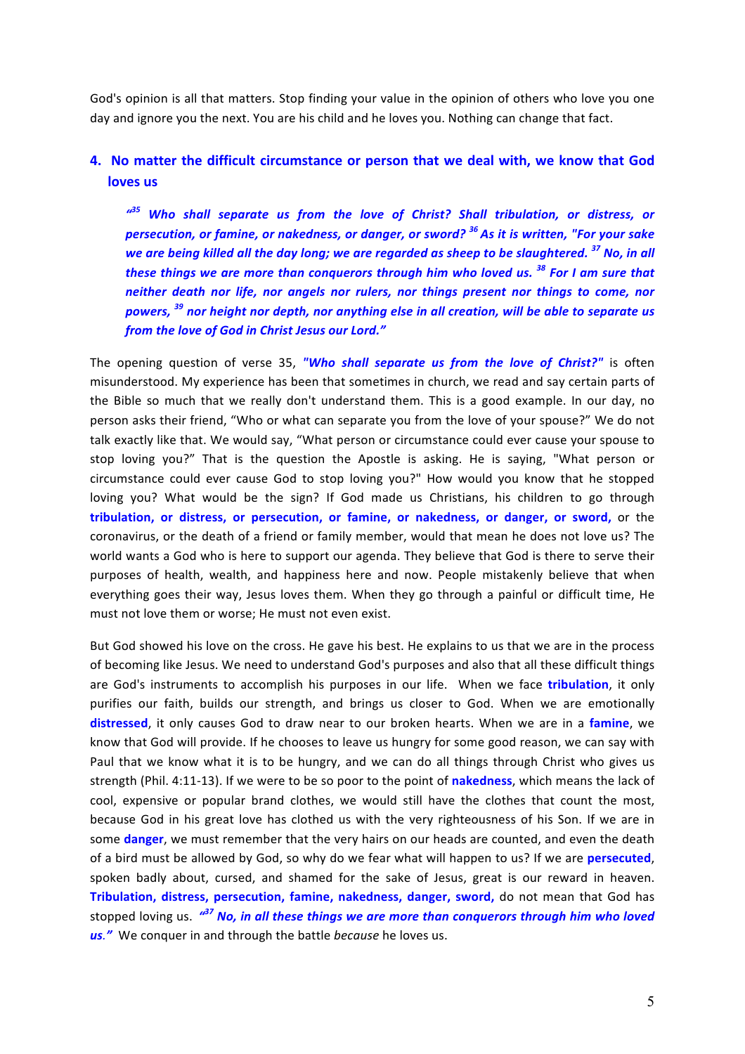God's opinion is all that matters. Stop finding your value in the opinion of others who love you one day and ignore you the next. You are his child and he loves you. Nothing can change that fact.

## 4. No matter the difficult circumstance or person that we deal with, we know that God loves us

> ***"[35] Who shall separate us from the love of Christ? Shall tribulation, or distress, or persecution, or famine, or nakedness, or danger, or sword? [36] As it is written, "For your sake we are being killed all the day long; we are regarded as sheep to be slaughtered. [37] No, in all these things we are more than conquerors through him who loved us. [38] For I am sure that neither death nor life, nor angels nor rulers, nor things present nor things to come, nor powers, [39] nor height nor depth, nor anything else in all creation, will be able to separate us from the love of God in Christ Jesus our Lord."***

The opening question of verse 35, ***"Who shall separate us from the love of Christ?"*** is often misunderstood. My experience has been that sometimes in church, we read and say certain parts of the Bible so much that we really don't understand them. This is a good example. In our day, no person asks their friend, "Who or what can separate you from the love of your spouse?" We do not talk exactly like that. We would say, "What person or circumstance could ever cause your spouse to stop loving you?" That is the question the Apostle is asking. He is saying, "What person or circumstance could ever cause God to stop loving you?" How would you know that he stopped loving you? What would be the sign? If God made us Christians, his children to go through **tribulation, or distress, or persecution, or famine, or nakedness, or danger, or sword,** or the coronavirus, or the death of a friend or family member, would that mean he does not love us? The world wants a God who is here to support our agenda. They believe that God is there to serve their purposes of health, wealth, and happiness here and now. People mistakenly believe that when everything goes their way, Jesus loves them. When they go through a painful or difficult time, He must not love them or worse; He must not even exist.

But God showed his love on the cross. He gave his best. He explains to us that we are in the process of becoming like Jesus. We need to understand God's purposes and also that all these difficult things are God's instruments to accomplish his purposes in our life. When we face **tribulation**, it only purifies our faith, builds our strength, and brings us closer to God. When we are emotionally **distressed**, it only causes God to draw near to our broken hearts. When we are in a **famine**, we know that God will provide. If he chooses to leave us hungry for some good reason, we can say with Paul that we know what it is to be hungry, and we can do all things through Christ who gives us strength (Phil. 4:11-13). If we were to be so poor to the point of **nakedness**, which means the lack of cool, expensive or popular brand clothes, we would still have the clothes that count the most, because God in his great love has clothed us with the very righteousness of his Son. If we are in some **danger**, we must remember that the very hairs on our heads are counted, and even the death of a bird must be allowed by God, so why do we fear what will happen to us? If we are **persecuted**, spoken badly about, cursed, and shamed for the sake of Jesus, great is our reward in heaven. **Tribulation, distress, persecution, famine, nakedness, danger, sword,** do not mean that God has stopped loving us. ***"[37] No, in all these things we are more than conquerors through him who loved us."*** We conquer in and through the battle *because* he loves us.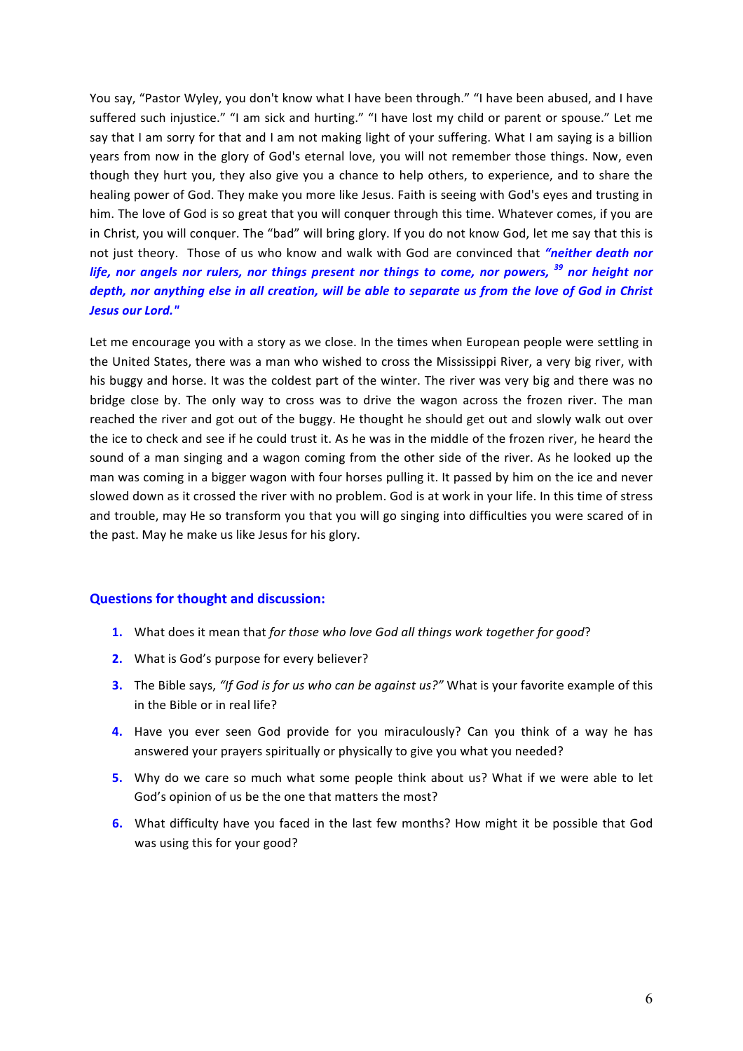You say, "Pastor Wyley, you don't know what I have been through." "I have been abused, and I have suffered such injustice." "I am sick and hurting." "I have lost my child or parent or spouse." Let me say that I am sorry for that and I am not making light of your suffering. What I am saying is a billion years from now in the glory of God's eternal love, you will not remember those things. Now, even though they hurt you, they also give you a chance to help others, to experience, and to share the healing power of God. They make you more like Jesus. Faith is seeing with God's eyes and trusting in him. The love of God is so great that you will conquer through this time. Whatever comes, if you are in Christ, you will conquer. The "bad" will bring glory. If you do not know God, let me say that this is not just theory. Those of us who know and walk with God are convinced that ***"neither death nor life, nor angels nor rulers, nor things present nor things to come, nor powers, [39] nor height nor depth, nor anything else in all creation, will be able to separate us from the love of God in Christ Jesus our Lord."***

Let me encourage you with a story as we close. In the times when European people were settling in the United States, there was a man who wished to cross the Mississippi River, a very big river, with his buggy and horse. It was the coldest part of the winter. The river was very big and there was no bridge close by. The only way to cross was to drive the wagon across the frozen river. The man reached the river and got out of the buggy. He thought he should get out and slowly walk out over the ice to check and see if he could trust it. As he was in the middle of the frozen river, he heard the sound of a man singing and a wagon coming from the other side of the river. As he looked up the man was coming in a bigger wagon with four horses pulling it. It passed by him on the ice and never slowed down as it crossed the river with no problem. God is at work in your life. In this time of stress and trouble, may He so transform you that you will go singing into difficulties you were scared of in the past. May he make us like Jesus for his glory.

## Questions for thought and discussion:

1. What does it mean that *for those who love God all things work together for good*?
2. What is God's purpose for every believer?
3. The Bible says, *"If God is for us who can be against us?"* What is your favorite example of this in the Bible or in real life?
4. Have you ever seen God provide for you miraculously? Can you think of a way he has answered your prayers spiritually or physically to give you what you needed?
5. Why do we care so much what some people think about us? What if we were able to let God's opinion of us be the one that matters the most?
6. What difficulty have you faced in the last few months? How might it be possible that God was using this for your good?